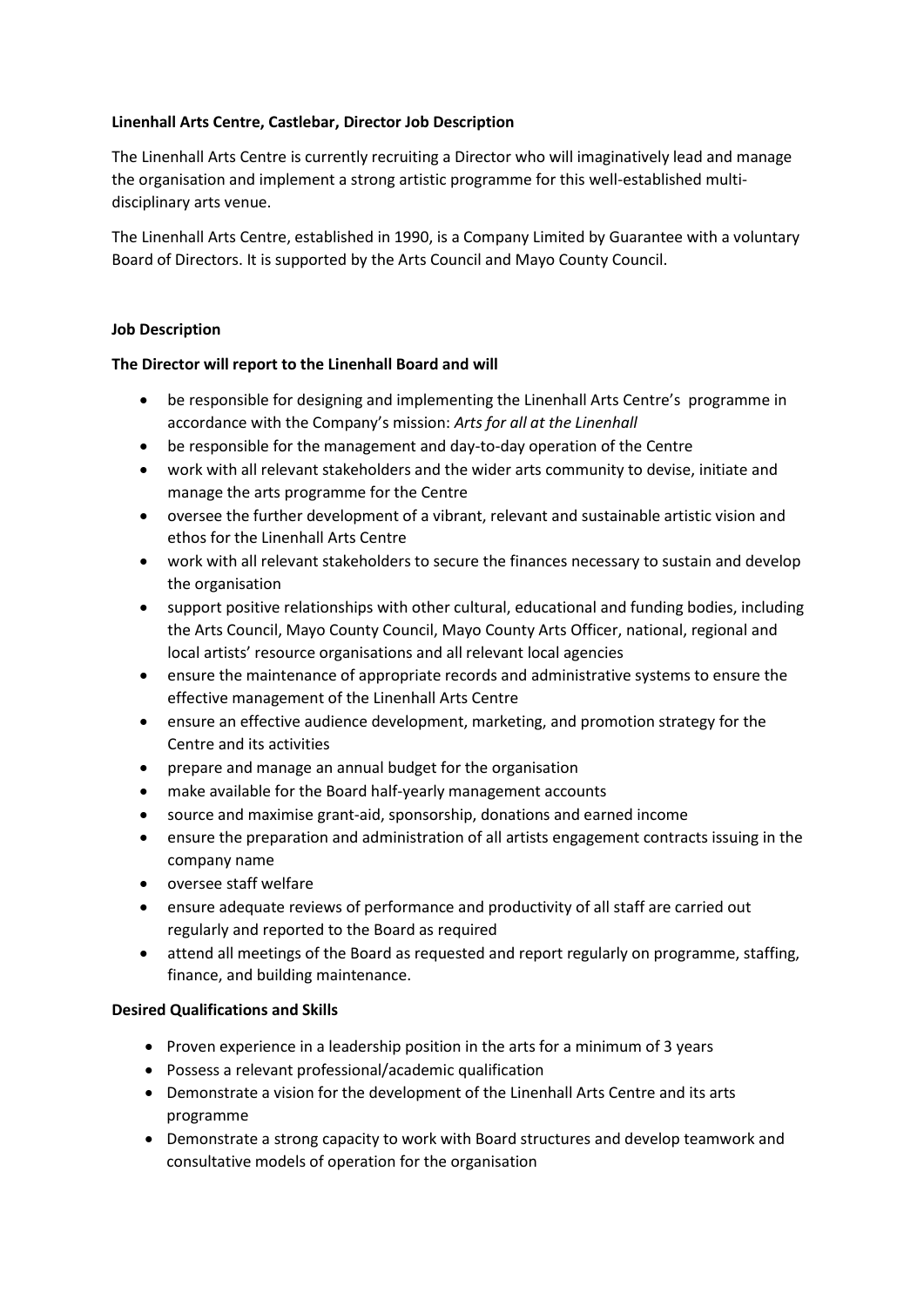**Linenhall Arts Centre, Castlebar, Director Job Description**

The Linenhall Arts Centre is currently recruiting a Director who will imaginatively lead and manage the organisation and implement a strong artistic programme for this well-established multi-disciplinary arts venue.

The Linenhall Arts Centre, established in 1990, is a Company Limited by Guarantee with a voluntary Board of Directors. It is supported by the Arts Council and Mayo County Council.

**Job Description**

**The Director will report to the Linenhall Board and will**

- be responsible for designing and implementing the Linenhall Arts Centre's programme in accordance with the Company's mission: *Arts for all at the Linenhall*
- be responsible for the management and day-to-day operation of the Centre
- work with all relevant stakeholders and the wider arts community to devise, initiate and manage the arts programme for the Centre
- oversee the further development of a vibrant, relevant and sustainable artistic vision and ethos for the Linenhall Arts Centre
- work with all relevant stakeholders to secure the finances necessary to sustain and develop the organisation
- support positive relationships with other cultural, educational and funding bodies, including the Arts Council, Mayo County Council, Mayo County Arts Officer, national, regional and local artists' resource organisations and all relevant local agencies
- ensure the maintenance of appropriate records and administrative systems to ensure the effective management of the Linenhall Arts Centre
- ensure an effective audience development, marketing, and promotion strategy for the Centre and its activities
- prepare and manage an annual budget for the organisation
- make available for the Board half-yearly management accounts
- source and maximise grant-aid, sponsorship, donations and earned income
- ensure the preparation and administration of all artists engagement contracts issuing in the company name
- oversee staff welfare
- ensure adequate reviews of performance and productivity of all staff are carried out regularly and reported to the Board as required
- attend all meetings of the Board as requested and report regularly on programme, staffing, finance, and building maintenance.

**Desired Qualifications and Skills**

- Proven experience in a leadership position in the arts for a minimum of 3 years
- Possess a relevant professional/academic qualification
- Demonstrate a vision for the development of the Linenhall Arts Centre and its arts programme
- Demonstrate a strong capacity to work with Board structures and develop teamwork and consultative models of operation for the organisation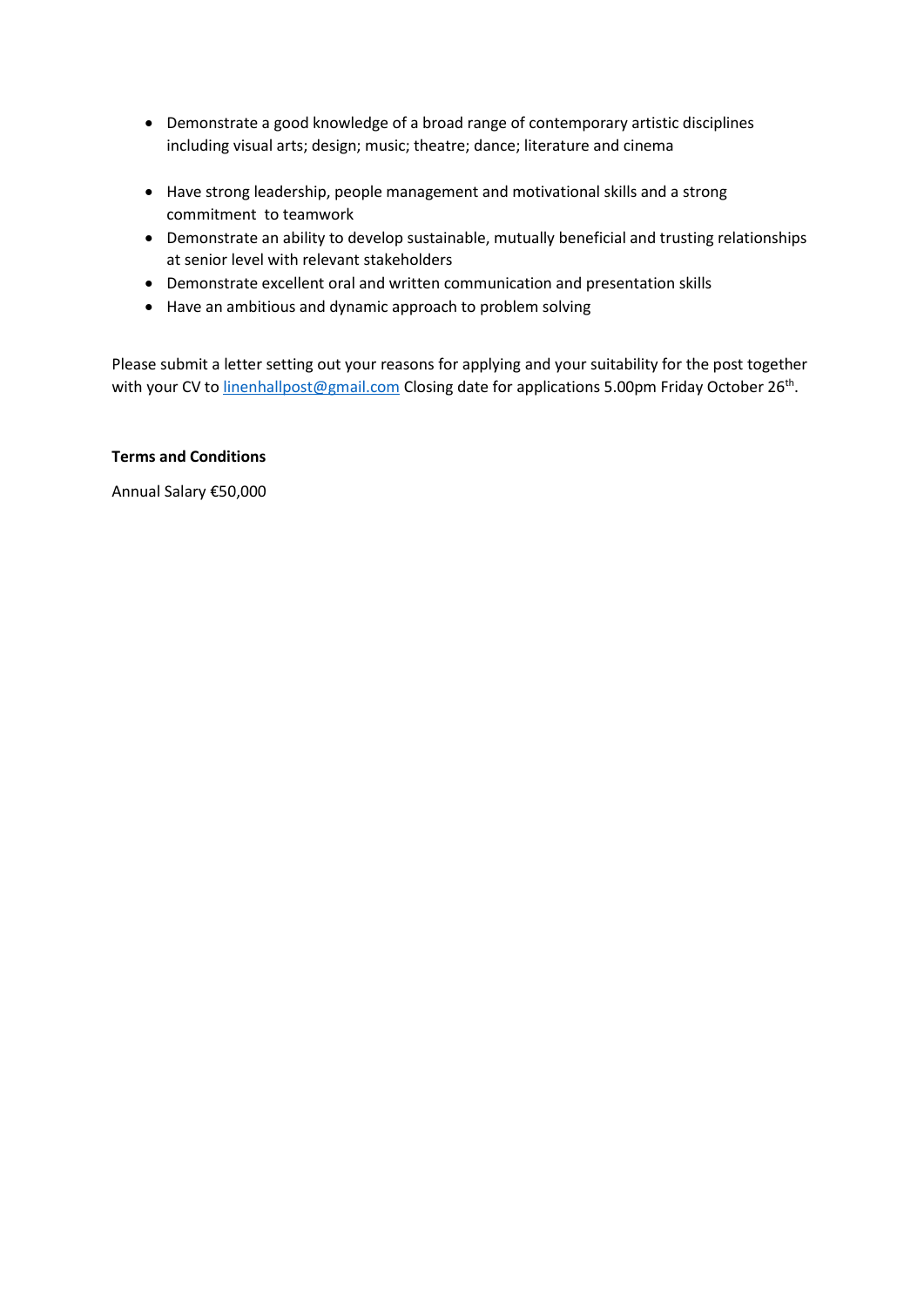- Demonstrate a good knowledge of a broad range of contemporary artistic disciplines including visual arts; design; music; theatre; dance; literature and cinema

- Have strong leadership, people management and motivational skills and a strong commitment to teamwork
- Demonstrate an ability to develop sustainable, mutually beneficial and trusting relationships at senior level with relevant stakeholders
- Demonstrate excellent oral and written communication and presentation skills
- Have an ambitious and dynamic approach to problem solving

Please submit a letter setting out your reasons for applying and your suitability for the post together with your CV to linenhallpost@gmail.com Closing date for applications 5.00pm Friday October 26th.

**Terms and Conditions**

Annual Salary €50,000